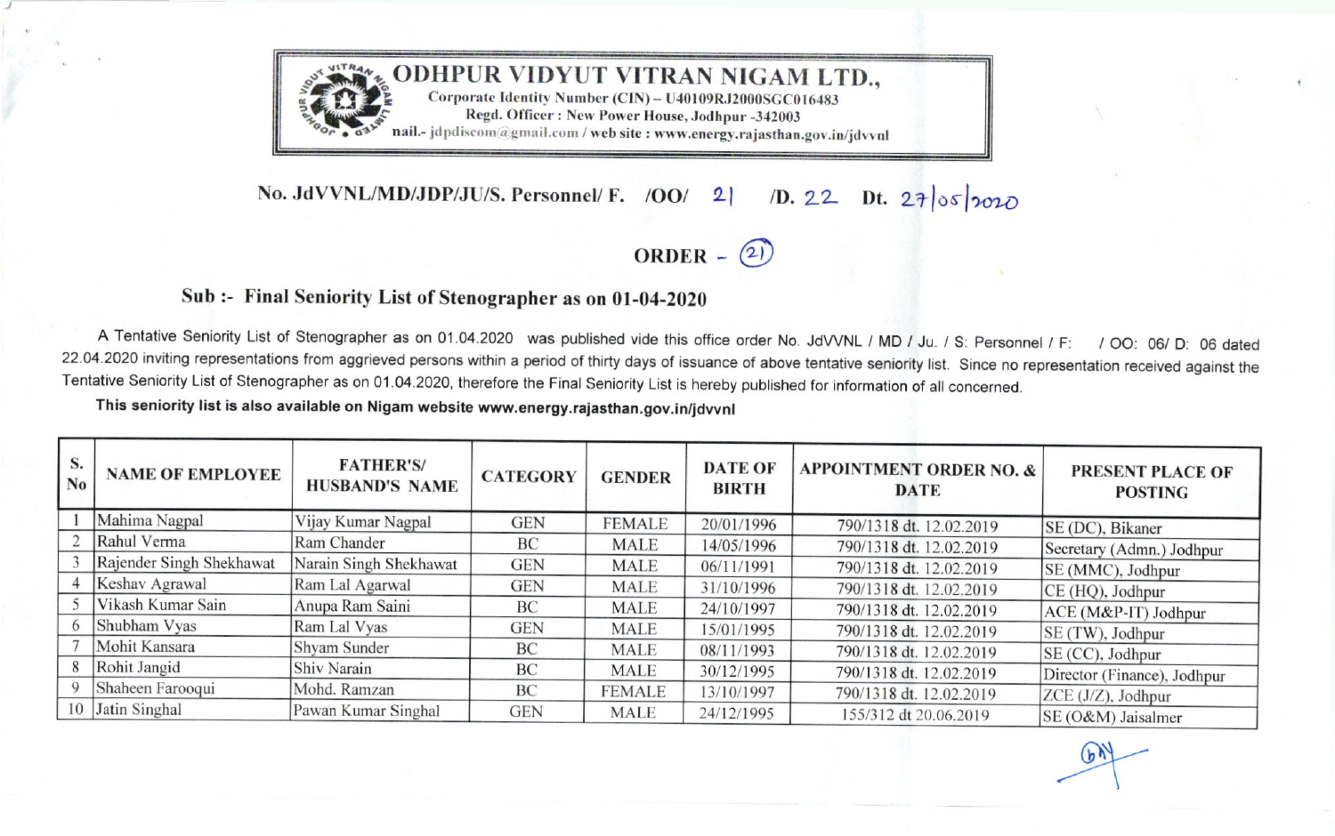**ODHPUR VIDYUT VITRAN NIGAM LTD.,**

Corporate Identity Number (CIN) – U40109RJ2000SGC016483

Regd. Officer : New Power House, Jodhpur -342003

nail.- jdpdiscom@gmail.com / web site : www.energy.rajasthan.gov.in/jdvvnl

**No. JdVVNL/MD/JDP/JU/S. Personnel/ F. /OO/ 21 /D. 22 Dt. 27/05/2020**

## ORDER – 21

### Sub :- Final Seniority List of Stenographer as on 01-04-2020

A Tentative Seniority List of Stenographer as on 01.04.2020 was published vide this office order No. JdVVNL / MD / Ju. / S: Personnel / F: / OO: 06/ D: 06 dated 22.04.2020 inviting representations from aggrieved persons within a period of thirty days of issuance of above tentative seniority list. Since no representation received against the Tentative Seniority List of Stenographer as on 01.04.2020, therefore the Final Seniority List is hereby published for information of all concerned.

**This seniority list is also available on Nigam website www.energy.rajasthan.gov.in/jdvvnl**

| S. No | NAME OF EMPLOYEE | FATHER'S/ HUSBAND'S NAME | CATEGORY | GENDER | DATE OF BIRTH | APPOINTMENT ORDER NO. & DATE | PRESENT PLACE OF POSTING |
|---|---|---|---|---|---|---|---|
| 1 | Mahima Nagpal | Vijay Kumar Nagpal | GEN | FEMALE | 20/01/1996 | 790/1318 dt. 12.02.2019 | SE (DC), Bikaner |
| 2 | Rahul Verma | Ram Chander | BC | MALE | 14/05/1996 | 790/1318 dt. 12.02.2019 | Secretary (Admn.) Jodhpur |
| 3 | Rajender Singh Shekhawat | Narain Singh Shekhawat | GEN | MALE | 06/11/1991 | 790/1318 dt. 12.02.2019 | SE (MMC), Jodhpur |
| 4 | Keshav Agrawal | Ram Lal Agarwal | GEN | MALE | 31/10/1996 | 790/1318 dt. 12.02.2019 | CE (HQ), Jodhpur |
| 5 | Vikash Kumar Sain | Anupa Ram Saini | BC | MALE | 24/10/1997 | 790/1318 dt. 12.02.2019 | ACE (M&P-IT) Jodhpur |
| 6 | Shubham Vyas | Ram Lal Vyas | GEN | MALE | 15/01/1995 | 790/1318 dt. 12.02.2019 | SE (TW), Jodhpur |
| 7 | Mohit Kansara | Shyam Sunder | BC | MALE | 08/11/1993 | 790/1318 dt. 12.02.2019 | SE (CC), Jodhpur |
| 8 | Rohit Jangid | Shiv Narain | BC | MALE | 30/12/1995 | 790/1318 dt. 12.02.2019 | Director (Finance), Jodhpur |
| 9 | Shaheen Farooqui | Mohd. Ramzan | BC | FEMALE | 13/10/1997 | 790/1318 dt. 12.02.2019 | ZCE (J/Z), Jodhpur |
| 10 | Jatin Singhal | Pawan Kumar Singhal | GEN | MALE | 24/12/1995 | 155/312 dt 20.06.2019 | SE (O&M) Jaisalmer |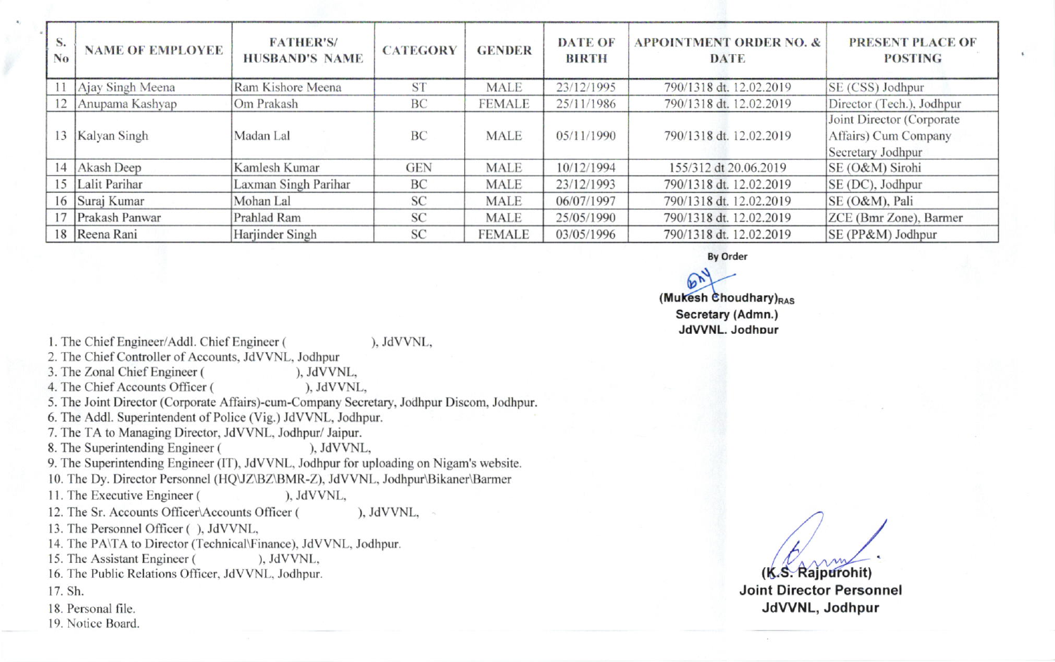| S. No | NAME OF EMPLOYEE | FATHER'S/ HUSBAND'S NAME | CATEGORY | GENDER | DATE OF BIRTH | APPOINTMENT ORDER NO. & DATE | PRESENT PLACE OF POSTING |
|---|---|---|---|---|---|---|---|
| 11 | Ajay Singh Meena | Ram Kishore Meena | ST | MALE | 23/12/1995 | 790/1318 dt. 12.02.2019 | SE (CSS) Jodhpur |
| 12 | Anupama Kashyap | Om Prakash | BC | FEMALE | 25/11/1986 | 790/1318 dt. 12.02.2019 | Director (Tech.), Jodhpur |
| 13 | Kalyan Singh | Madan Lal | BC | MALE | 05/11/1990 | 790/1318 dt. 12.02.2019 | Joint Director (Corporate Affairs) Cum Company Secretary Jodhpur |
| 14 | Akash Deep | Kamlesh Kumar | GEN | MALE | 10/12/1994 | 155/312 dt 20.06.2019 | SE (O&M) Sirohi |
| 15 | Lalit Parihar | Laxman Singh Parihar | BC | MALE | 23/12/1993 | 790/1318 dt. 12.02.2019 | SE (DC), Jodhpur |
| 16 | Suraj Kumar | Mohan Lal | SC | MALE | 06/07/1997 | 790/1318 dt. 12.02.2019 | SE (O&M), Pali |
| 17 | Prakash Panwar | Prahlad Ram | SC | MALE | 25/05/1990 | 790/1318 dt. 12.02.2019 | ZCE (Bmr Zone), Barmer |
| 18 | Reena Rani | Harjinder Singh | SC | FEMALE | 03/05/1996 | 790/1318 dt. 12.02.2019 | SE (PP&M) Jodhpur |

**By Order**

**(Mukesh Choudhary)RAS**
**Secretary (Admn.)**
**JdVVNL, Jodhpur**

1. The Chief Engineer/Addl. Chief Engineer ( ), JdVVNL,
2. The Chief Controller of Accounts, JdVVNL, Jodhpur
3. The Zonal Chief Engineer ( ), JdVVNL,
4. The Chief Accounts Officer ( ), JdVVNL,
5. The Joint Director (Corporate Affairs)-cum-Company Secretary, Jodhpur Discom, Jodhpur.
6. The Addl. Superintendent of Police (Vig.) JdVVNL, Jodhpur.
7. The TA to Managing Director, JdVVNL, Jodhpur/ Jaipur.
8. The Superintending Engineer ( ), JdVVNL,
9. The Superintending Engineer (IT), JdVVNL, Jodhpur for uploading on Nigam's website.
10. The Dy. Director Personnel (HQ\JZ\BZ\BMR-Z), JdVVNL, Jodhpur\Bikaner\Barmer
11. The Executive Engineer ( ), JdVVNL,
12. The Sr. Accounts Officer\Accounts Officer ( ), JdVVNL,
13. The Personnel Officer ( ), JdVVNL,
14. The PA\TA to Director (Technical\Finance), JdVVNL, Jodhpur.
15. The Assistant Engineer ( ), JdVVNL,
16. The Public Relations Officer, JdVVNL, Jodhpur.
17. Sh.
18. Personal file.
19. Notice Board.

**(K.S. Rajpurohit)**
**Joint Director Personnel**
**JdVVNL, Jodhpur**